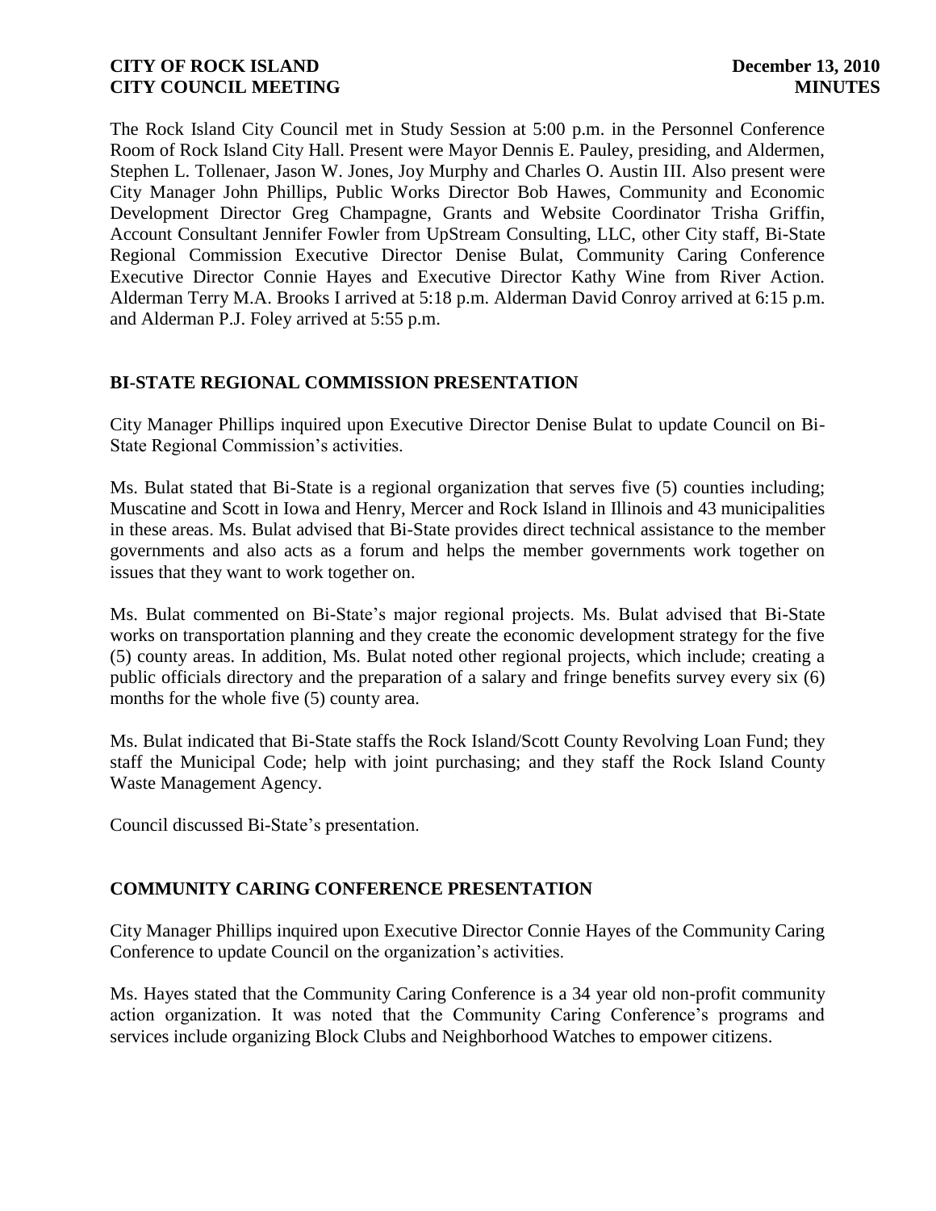The Rock Island City Council met in Study Session at 5:00 p.m. in the Personnel Conference Room of Rock Island City Hall. Present were Mayor Dennis E. Pauley, presiding, and Aldermen, Stephen L. Tollenaer, Jason W. Jones, Joy Murphy and Charles O. Austin III. Also present were City Manager John Phillips, Public Works Director Bob Hawes, Community and Economic Development Director Greg Champagne, Grants and Website Coordinator Trisha Griffin, Account Consultant Jennifer Fowler from UpStream Consulting, LLC, other City staff, Bi-State Regional Commission Executive Director Denise Bulat, Community Caring Conference Executive Director Connie Hayes and Executive Director Kathy Wine from River Action. Alderman Terry M.A. Brooks I arrived at 5:18 p.m. Alderman David Conroy arrived at 6:15 p.m. and Alderman P.J. Foley arrived at 5:55 p.m.

## BI-STATE REGIONAL COMMISSION PRESENTATION

City Manager Phillips inquired upon Executive Director Denise Bulat to update Council on Bi-State Regional Commission's activities.

Ms. Bulat stated that Bi-State is a regional organization that serves five (5) counties including; Muscatine and Scott in Iowa and Henry, Mercer and Rock Island in Illinois and 43 municipalities in these areas. Ms. Bulat advised that Bi-State provides direct technical assistance to the member governments and also acts as a forum and helps the member governments work together on issues that they want to work together on.

Ms. Bulat commented on Bi-State's major regional projects. Ms. Bulat advised that Bi-State works on transportation planning and they create the economic development strategy for the five (5) county areas. In addition, Ms. Bulat noted other regional projects, which include; creating a public officials directory and the preparation of a salary and fringe benefits survey every six (6) months for the whole five (5) county area.

Ms. Bulat indicated that Bi-State staffs the Rock Island/Scott County Revolving Loan Fund; they staff the Municipal Code; help with joint purchasing; and they staff the Rock Island County Waste Management Agency.

Council discussed Bi-State's presentation.

## COMMUNITY CARING CONFERENCE PRESENTATION

City Manager Phillips inquired upon Executive Director Connie Hayes of the Community Caring Conference to update Council on the organization's activities.

Ms. Hayes stated that the Community Caring Conference is a 34 year old non-profit community action organization. It was noted that the Community Caring Conference's programs and services include organizing Block Clubs and Neighborhood Watches to empower citizens.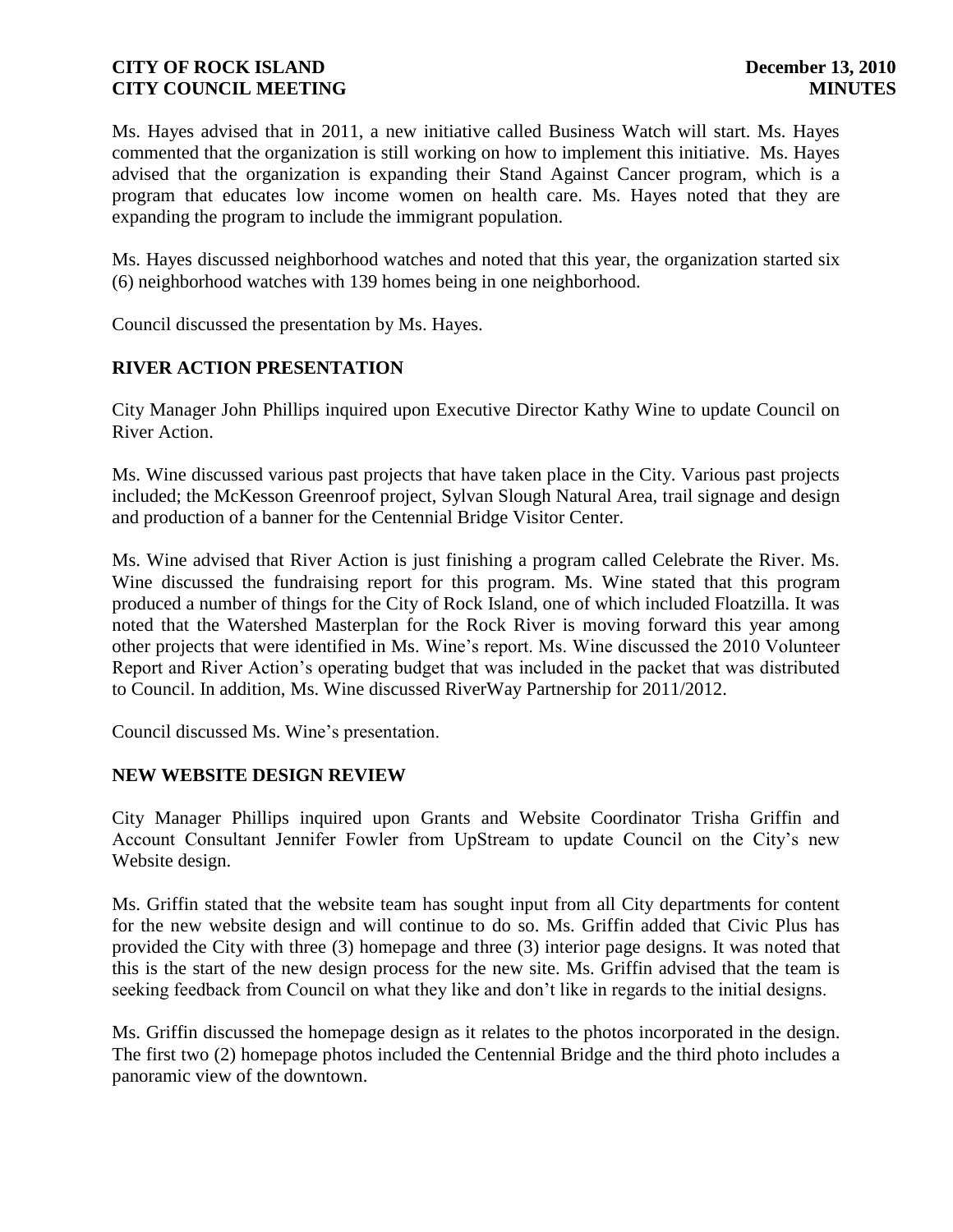Ms. Hayes advised that in 2011, a new initiative called Business Watch will start. Ms. Hayes commented that the organization is still working on how to implement this initiative. Ms. Hayes advised that the organization is expanding their Stand Against Cancer program, which is a program that educates low income women on health care. Ms. Hayes noted that they are expanding the program to include the immigrant population.

Ms. Hayes discussed neighborhood watches and noted that this year, the organization started six (6) neighborhood watches with 139 homes being in one neighborhood.

Council discussed the presentation by Ms. Hayes.

## RIVER ACTION PRESENTATION

City Manager John Phillips inquired upon Executive Director Kathy Wine to update Council on River Action.

Ms. Wine discussed various past projects that have taken place in the City. Various past projects included; the McKesson Greenroof project, Sylvan Slough Natural Area, trail signage and design and production of a banner for the Centennial Bridge Visitor Center.

Ms. Wine advised that River Action is just finishing a program called Celebrate the River. Ms. Wine discussed the fundraising report for this program. Ms. Wine stated that this program produced a number of things for the City of Rock Island, one of which included Floatzilla. It was noted that the Watershed Masterplan for the Rock River is moving forward this year among other projects that were identified in Ms. Wine's report. Ms. Wine discussed the 2010 Volunteer Report and River Action's operating budget that was included in the packet that was distributed to Council. In addition, Ms. Wine discussed RiverWay Partnership for 2011/2012.

Council discussed Ms. Wine's presentation.

## NEW WEBSITE DESIGN REVIEW

City Manager Phillips inquired upon Grants and Website Coordinator Trisha Griffin and Account Consultant Jennifer Fowler from UpStream to update Council on the City's new Website design.

Ms. Griffin stated that the website team has sought input from all City departments for content for the new website design and will continue to do so. Ms. Griffin added that Civic Plus has provided the City with three (3) homepage and three (3) interior page designs. It was noted that this is the start of the new design process for the new site. Ms. Griffin advised that the team is seeking feedback from Council on what they like and don't like in regards to the initial designs.

Ms. Griffin discussed the homepage design as it relates to the photos incorporated in the design. The first two (2) homepage photos included the Centennial Bridge and the third photo includes a panoramic view of the downtown.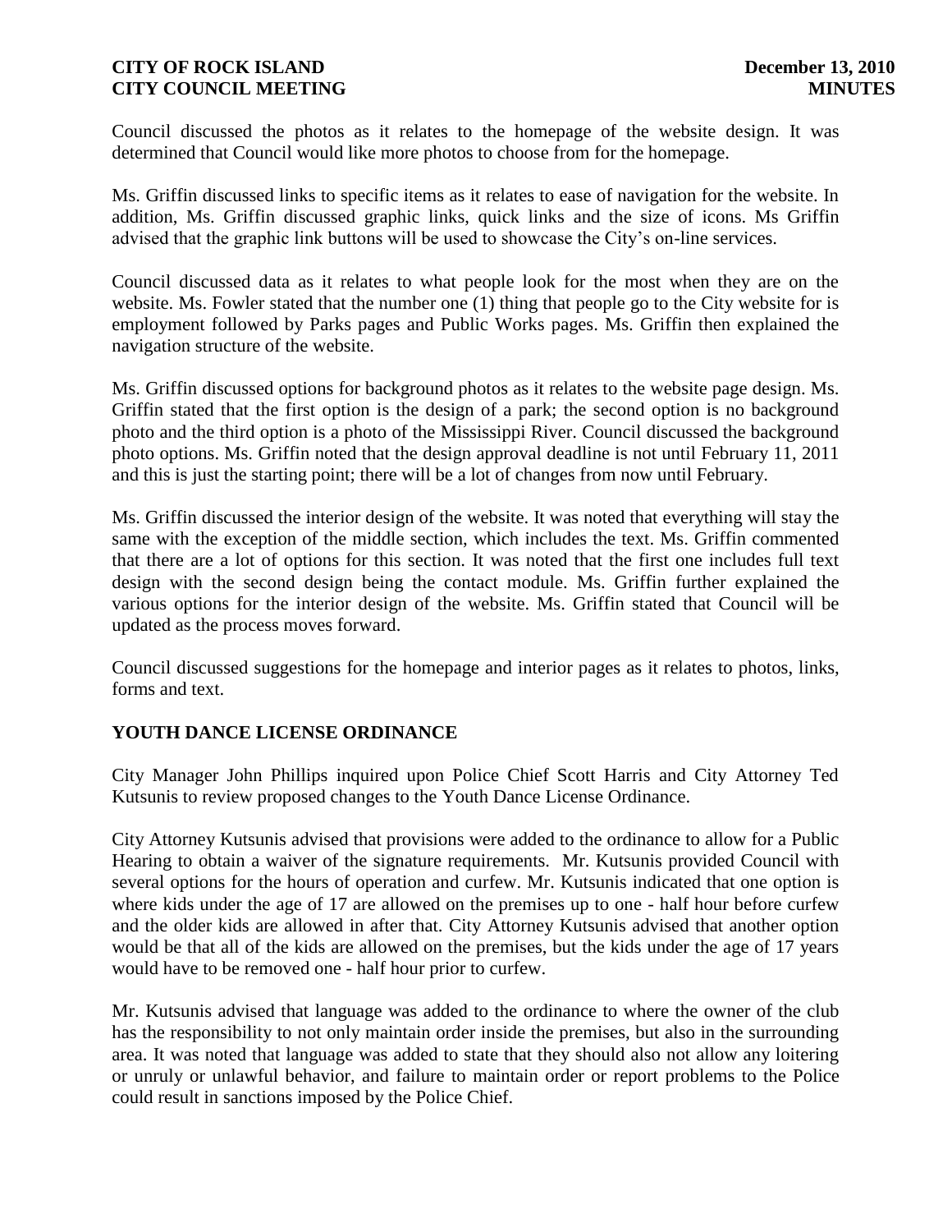Council discussed the photos as it relates to the homepage of the website design. It was determined that Council would like more photos to choose from for the homepage.

Ms. Griffin discussed links to specific items as it relates to ease of navigation for the website. In addition, Ms. Griffin discussed graphic links, quick links and the size of icons. Ms Griffin advised that the graphic link buttons will be used to showcase the City's on-line services.

Council discussed data as it relates to what people look for the most when they are on the website. Ms. Fowler stated that the number one (1) thing that people go to the City website for is employment followed by Parks pages and Public Works pages. Ms. Griffin then explained the navigation structure of the website.

Ms. Griffin discussed options for background photos as it relates to the website page design. Ms. Griffin stated that the first option is the design of a park; the second option is no background photo and the third option is a photo of the Mississippi River. Council discussed the background photo options. Ms. Griffin noted that the design approval deadline is not until February 11, 2011 and this is just the starting point; there will be a lot of changes from now until February.

Ms. Griffin discussed the interior design of the website. It was noted that everything will stay the same with the exception of the middle section, which includes the text. Ms. Griffin commented that there are a lot of options for this section. It was noted that the first one includes full text design with the second design being the contact module. Ms. Griffin further explained the various options for the interior design of the website. Ms. Griffin stated that Council will be updated as the process moves forward.

Council discussed suggestions for the homepage and interior pages as it relates to photos, links, forms and text.

## YOUTH DANCE LICENSE ORDINANCE

City Manager John Phillips inquired upon Police Chief Scott Harris and City Attorney Ted Kutsunis to review proposed changes to the Youth Dance License Ordinance.

City Attorney Kutsunis advised that provisions were added to the ordinance to allow for a Public Hearing to obtain a waiver of the signature requirements. Mr. Kutsunis provided Council with several options for the hours of operation and curfew. Mr. Kutsunis indicated that one option is where kids under the age of 17 are allowed on the premises up to one - half hour before curfew and the older kids are allowed in after that. City Attorney Kutsunis advised that another option would be that all of the kids are allowed on the premises, but the kids under the age of 17 years would have to be removed one - half hour prior to curfew.

Mr. Kutsunis advised that language was added to the ordinance to where the owner of the club has the responsibility to not only maintain order inside the premises, but also in the surrounding area. It was noted that language was added to state that they should also not allow any loitering or unruly or unlawful behavior, and failure to maintain order or report problems to the Police could result in sanctions imposed by the Police Chief.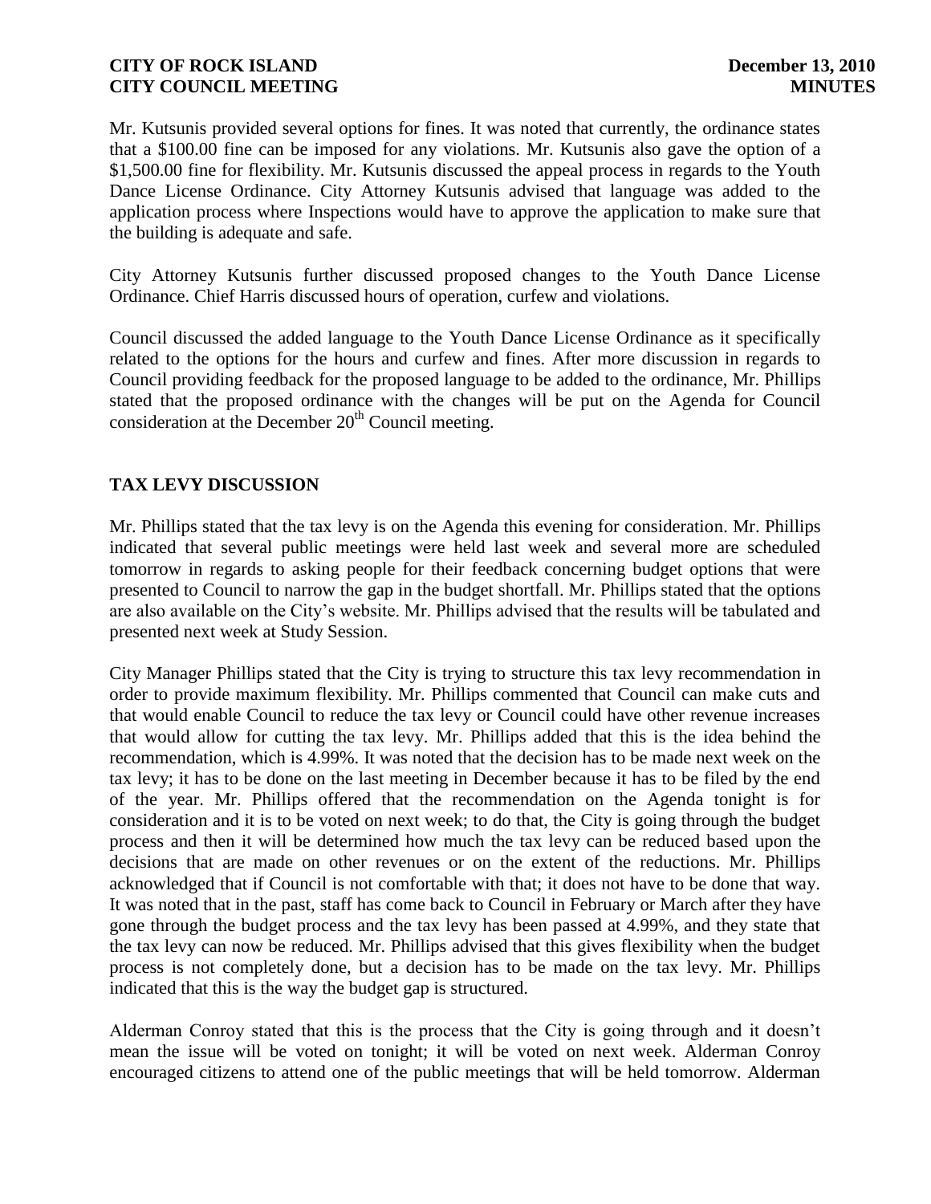Mr. Kutsunis provided several options for fines. It was noted that currently, the ordinance states that a $100.00 fine can be imposed for any violations. Mr. Kutsunis also gave the option of a $1,500.00 fine for flexibility. Mr. Kutsunis discussed the appeal process in regards to the Youth Dance License Ordinance. City Attorney Kutsunis advised that language was added to the application process where Inspections would have to approve the application to make sure that the building is adequate and safe.

City Attorney Kutsunis further discussed proposed changes to the Youth Dance License Ordinance. Chief Harris discussed hours of operation, curfew and violations.

Council discussed the added language to the Youth Dance License Ordinance as it specifically related to the options for the hours and curfew and fines. After more discussion in regards to Council providing feedback for the proposed language to be added to the ordinance, Mr. Phillips stated that the proposed ordinance with the changes will be put on the Agenda for Council consideration at the December 20th Council meeting.

## TAX LEVY DISCUSSION

Mr. Phillips stated that the tax levy is on the Agenda this evening for consideration. Mr. Phillips indicated that several public meetings were held last week and several more are scheduled tomorrow in regards to asking people for their feedback concerning budget options that were presented to Council to narrow the gap in the budget shortfall. Mr. Phillips stated that the options are also available on the City's website. Mr. Phillips advised that the results will be tabulated and presented next week at Study Session.

City Manager Phillips stated that the City is trying to structure this tax levy recommendation in order to provide maximum flexibility. Mr. Phillips commented that Council can make cuts and that would enable Council to reduce the tax levy or Council could have other revenue increases that would allow for cutting the tax levy. Mr. Phillips added that this is the idea behind the recommendation, which is 4.99%. It was noted that the decision has to be made next week on the tax levy; it has to be done on the last meeting in December because it has to be filed by the end of the year. Mr. Phillips offered that the recommendation on the Agenda tonight is for consideration and it is to be voted on next week; to do that, the City is going through the budget process and then it will be determined how much the tax levy can be reduced based upon the decisions that are made on other revenues or on the extent of the reductions. Mr. Phillips acknowledged that if Council is not comfortable with that; it does not have to be done that way. It was noted that in the past, staff has come back to Council in February or March after they have gone through the budget process and the tax levy has been passed at 4.99%, and they state that the tax levy can now be reduced. Mr. Phillips advised that this gives flexibility when the budget process is not completely done, but a decision has to be made on the tax levy. Mr. Phillips indicated that this is the way the budget gap is structured.

Alderman Conroy stated that this is the process that the City is going through and it doesn't mean the issue will be voted on tonight; it will be voted on next week. Alderman Conroy encouraged citizens to attend one of the public meetings that will be held tomorrow. Alderman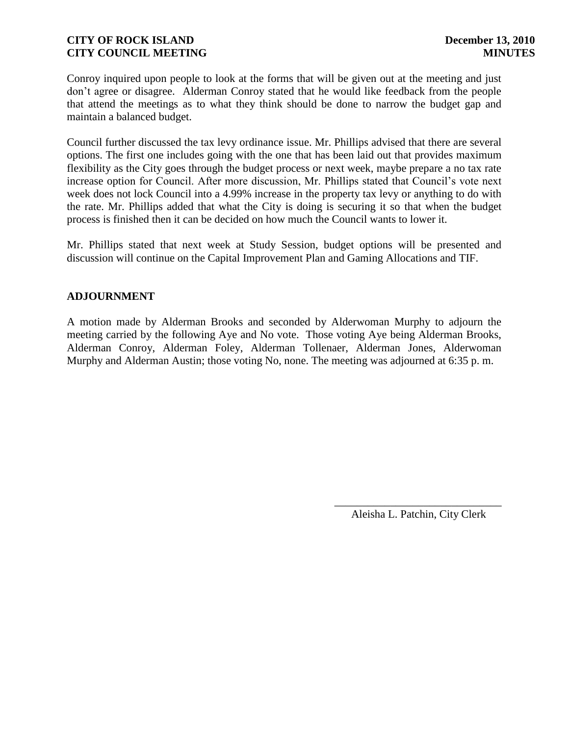Conroy inquired upon people to look at the forms that will be given out at the meeting and just don't agree or disagree. Alderman Conroy stated that he would like feedback from the people that attend the meetings as to what they think should be done to narrow the budget gap and maintain a balanced budget.

Council further discussed the tax levy ordinance issue. Mr. Phillips advised that there are several options. The first one includes going with the one that has been laid out that provides maximum flexibility as the City goes through the budget process or next week, maybe prepare a no tax rate increase option for Council. After more discussion, Mr. Phillips stated that Council's vote next week does not lock Council into a 4.99% increase in the property tax levy or anything to do with the rate. Mr. Phillips added that what the City is doing is securing it so that when the budget process is finished then it can be decided on how much the Council wants to lower it.

Mr. Phillips stated that next week at Study Session, budget options will be presented and discussion will continue on the Capital Improvement Plan and Gaming Allocations and TIF.

## ADJOURNMENT

A motion made by Alderman Brooks and seconded by Alderwoman Murphy to adjourn the meeting carried by the following Aye and No vote. Those voting Aye being Alderman Brooks, Alderman Conroy, Alderman Foley, Alderman Tollenaer, Alderman Jones, Alderwoman Murphy and Alderman Austin; those voting No, none. The meeting was adjourned at 6:35 p. m.

\_\_\_\_\_\_\_\_\_\_\_\_\_\_\_\_\_\_\_\_\_\_\_\_\_\_\_\_\_\_

Aleisha L. Patchin, City Clerk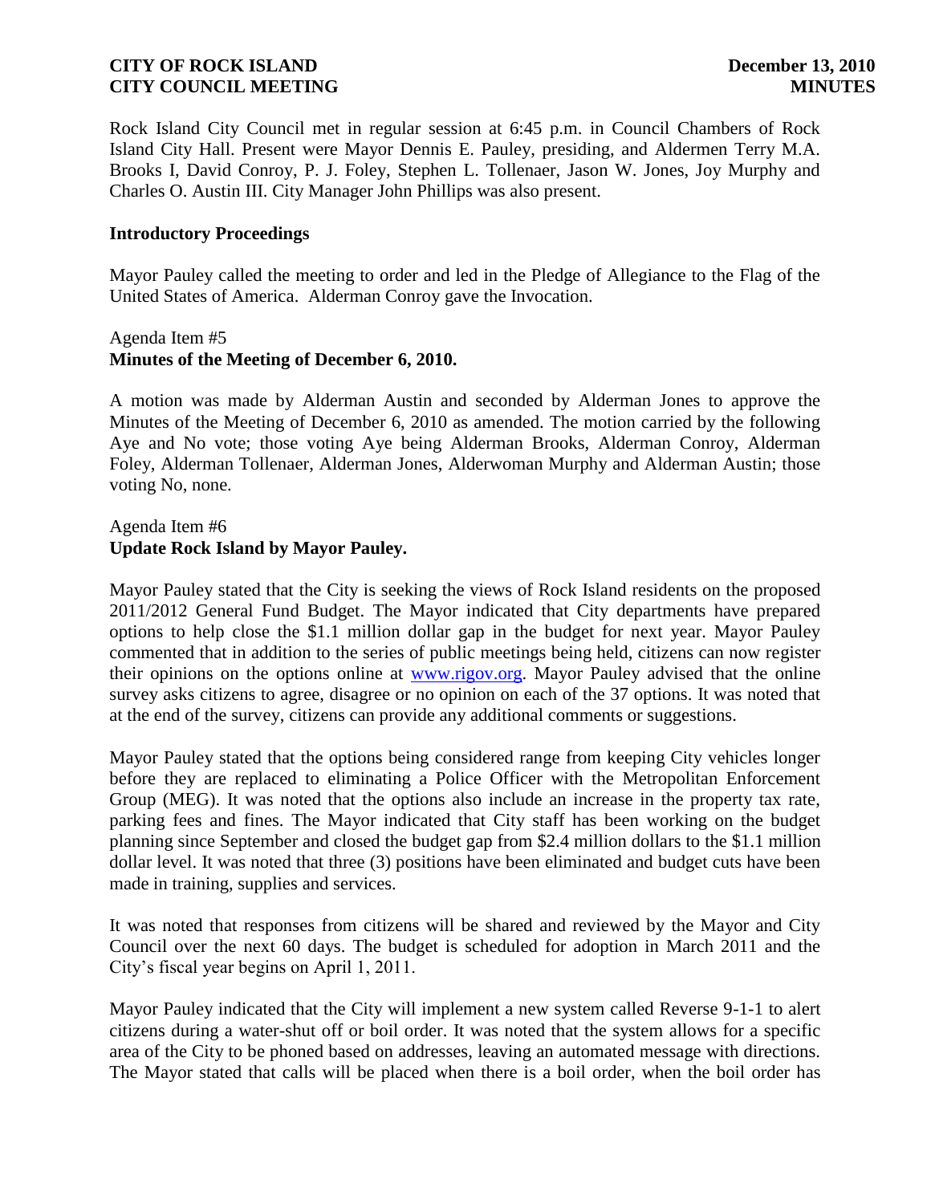Rock Island City Council met in regular session at 6:45 p.m. in Council Chambers of Rock Island City Hall. Present were Mayor Dennis E. Pauley, presiding, and Aldermen Terry M.A. Brooks I, David Conroy, P. J. Foley, Stephen L. Tollenaer, Jason W. Jones, Joy Murphy and Charles O. Austin III. City Manager John Phillips was also present.

### Introductory Proceedings

Mayor Pauley called the meeting to order and led in the Pledge of Allegiance to the Flag of the United States of America. Alderman Conroy gave the Invocation.

Agenda Item #5
**Minutes of the Meeting of December 6, 2010.**

A motion was made by Alderman Austin and seconded by Alderman Jones to approve the Minutes of the Meeting of December 6, 2010 as amended. The motion carried by the following Aye and No vote; those voting Aye being Alderman Brooks, Alderman Conroy, Alderman Foley, Alderman Tollenaer, Alderman Jones, Alderwoman Murphy and Alderman Austin; those voting No, none.

Agenda Item #6
**Update Rock Island by Mayor Pauley.**

Mayor Pauley stated that the City is seeking the views of Rock Island residents on the proposed 2011/2012 General Fund Budget. The Mayor indicated that City departments have prepared options to help close the $1.1 million dollar gap in the budget for next year. Mayor Pauley commented that in addition to the series of public meetings being held, citizens can now register their opinions on the options online at www.rigov.org. Mayor Pauley advised that the online survey asks citizens to agree, disagree or no opinion on each of the 37 options. It was noted that at the end of the survey, citizens can provide any additional comments or suggestions.

Mayor Pauley stated that the options being considered range from keeping City vehicles longer before they are replaced to eliminating a Police Officer with the Metropolitan Enforcement Group (MEG). It was noted that the options also include an increase in the property tax rate, parking fees and fines. The Mayor indicated that City staff has been working on the budget planning since September and closed the budget gap from $2.4 million dollars to the $1.1 million dollar level. It was noted that three (3) positions have been eliminated and budget cuts have been made in training, supplies and services.

It was noted that responses from citizens will be shared and reviewed by the Mayor and City Council over the next 60 days. The budget is scheduled for adoption in March 2011 and the City's fiscal year begins on April 1, 2011.

Mayor Pauley indicated that the City will implement a new system called Reverse 9-1-1 to alert citizens during a water-shut off or boil order. It was noted that the system allows for a specific area of the City to be phoned based on addresses, leaving an automated message with directions. The Mayor stated that calls will be placed when there is a boil order, when the boil order has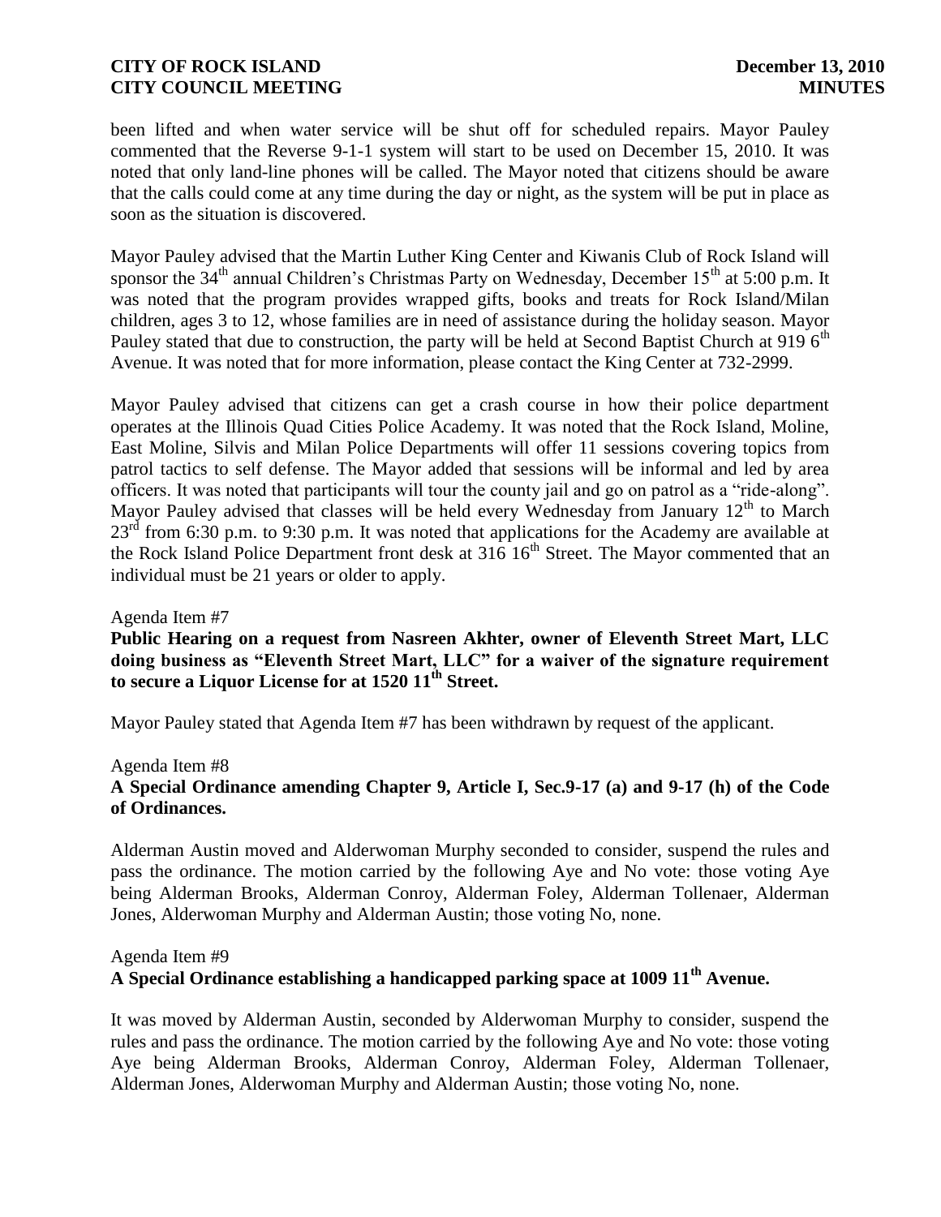been lifted and when water service will be shut off for scheduled repairs. Mayor Pauley commented that the Reverse 9-1-1 system will start to be used on December 15, 2010. It was noted that only land-line phones will be called. The Mayor noted that citizens should be aware that the calls could come at any time during the day or night, as the system will be put in place as soon as the situation is discovered.

Mayor Pauley advised that the Martin Luther King Center and Kiwanis Club of Rock Island will sponsor the 34th annual Children's Christmas Party on Wednesday, December 15th at 5:00 p.m. It was noted that the program provides wrapped gifts, books and treats for Rock Island/Milan children, ages 3 to 12, whose families are in need of assistance during the holiday season. Mayor Pauley stated that due to construction, the party will be held at Second Baptist Church at 919 6th Avenue. It was noted that for more information, please contact the King Center at 732-2999.

Mayor Pauley advised that citizens can get a crash course in how their police department operates at the Illinois Quad Cities Police Academy. It was noted that the Rock Island, Moline, East Moline, Silvis and Milan Police Departments will offer 11 sessions covering topics from patrol tactics to self defense. The Mayor added that sessions will be informal and led by area officers. It was noted that participants will tour the county jail and go on patrol as a "ride-along". Mayor Pauley advised that classes will be held every Wednesday from January 12th to March 23rd from 6:30 p.m. to 9:30 p.m. It was noted that applications for the Academy are available at the Rock Island Police Department front desk at 316 16th Street. The Mayor commented that an individual must be 21 years or older to apply.

Agenda Item #7

**Public Hearing on a request from Nasreen Akhter, owner of Eleventh Street Mart, LLC doing business as "Eleventh Street Mart, LLC" for a waiver of the signature requirement to secure a Liquor License for at 1520 11th Street.**

Mayor Pauley stated that Agenda Item #7 has been withdrawn by request of the applicant.

Agenda Item #8

**A Special Ordinance amending Chapter 9, Article I, Sec.9-17 (a) and 9-17 (h) of the Code of Ordinances.**

Alderman Austin moved and Alderwoman Murphy seconded to consider, suspend the rules and pass the ordinance. The motion carried by the following Aye and No vote: those voting Aye being Alderman Brooks, Alderman Conroy, Alderman Foley, Alderman Tollenaer, Alderman Jones, Alderwoman Murphy and Alderman Austin; those voting No, none.

Agenda Item #9

**A Special Ordinance establishing a handicapped parking space at 1009 11th Avenue.**

It was moved by Alderman Austin, seconded by Alderwoman Murphy to consider, suspend the rules and pass the ordinance. The motion carried by the following Aye and No vote: those voting Aye being Alderman Brooks, Alderman Conroy, Alderman Foley, Alderman Tollenaer, Alderman Jones, Alderwoman Murphy and Alderman Austin; those voting No, none.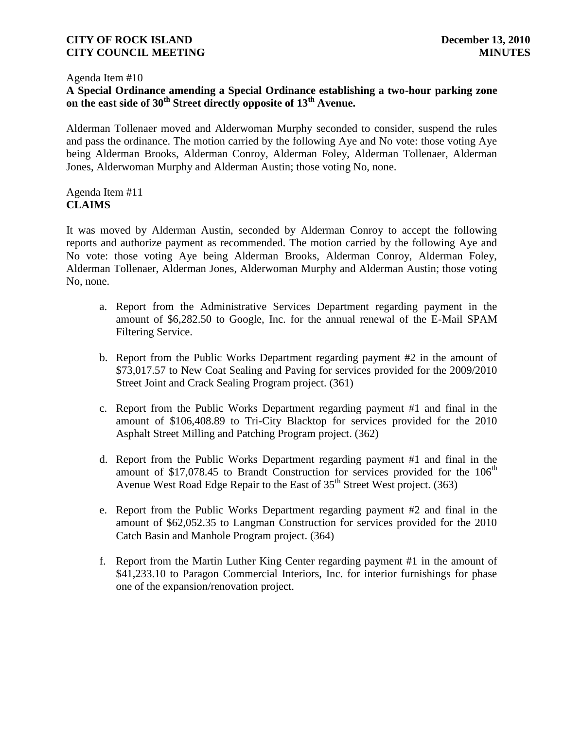Agenda Item #10

**A Special Ordinance amending a Special Ordinance establishing a two-hour parking zone on the east side of 30th Street directly opposite of 13th Avenue.**

Alderman Tollenaer moved and Alderwoman Murphy seconded to consider, suspend the rules and pass the ordinance. The motion carried by the following Aye and No vote: those voting Aye being Alderman Brooks, Alderman Conroy, Alderman Foley, Alderman Tollenaer, Alderman Jones, Alderwoman Murphy and Alderman Austin; those voting No, none.

Agenda Item #11

**CLAIMS**

It was moved by Alderman Austin, seconded by Alderman Conroy to accept the following reports and authorize payment as recommended. The motion carried by the following Aye and No vote: those voting Aye being Alderman Brooks, Alderman Conroy, Alderman Foley, Alderman Tollenaer, Alderman Jones, Alderwoman Murphy and Alderman Austin; those voting No, none.

a. Report from the Administrative Services Department regarding payment in the amount of $6,282.50 to Google, Inc. for the annual renewal of the E-Mail SPAM Filtering Service.

b. Report from the Public Works Department regarding payment #2 in the amount of $73,017.57 to New Coat Sealing and Paving for services provided for the 2009/2010 Street Joint and Crack Sealing Program project. (361)

c. Report from the Public Works Department regarding payment #1 and final in the amount of $106,408.89 to Tri-City Blacktop for services provided for the 2010 Asphalt Street Milling and Patching Program project. (362)

d. Report from the Public Works Department regarding payment #1 and final in the amount of $17,078.45 to Brandt Construction for services provided for the 106th Avenue West Road Edge Repair to the East of 35th Street West project. (363)

e. Report from the Public Works Department regarding payment #2 and final in the amount of $62,052.35 to Langman Construction for services provided for the 2010 Catch Basin and Manhole Program project. (364)

f. Report from the Martin Luther King Center regarding payment #1 in the amount of $41,233.10 to Paragon Commercial Interiors, Inc. for interior furnishings for phase one of the expansion/renovation project.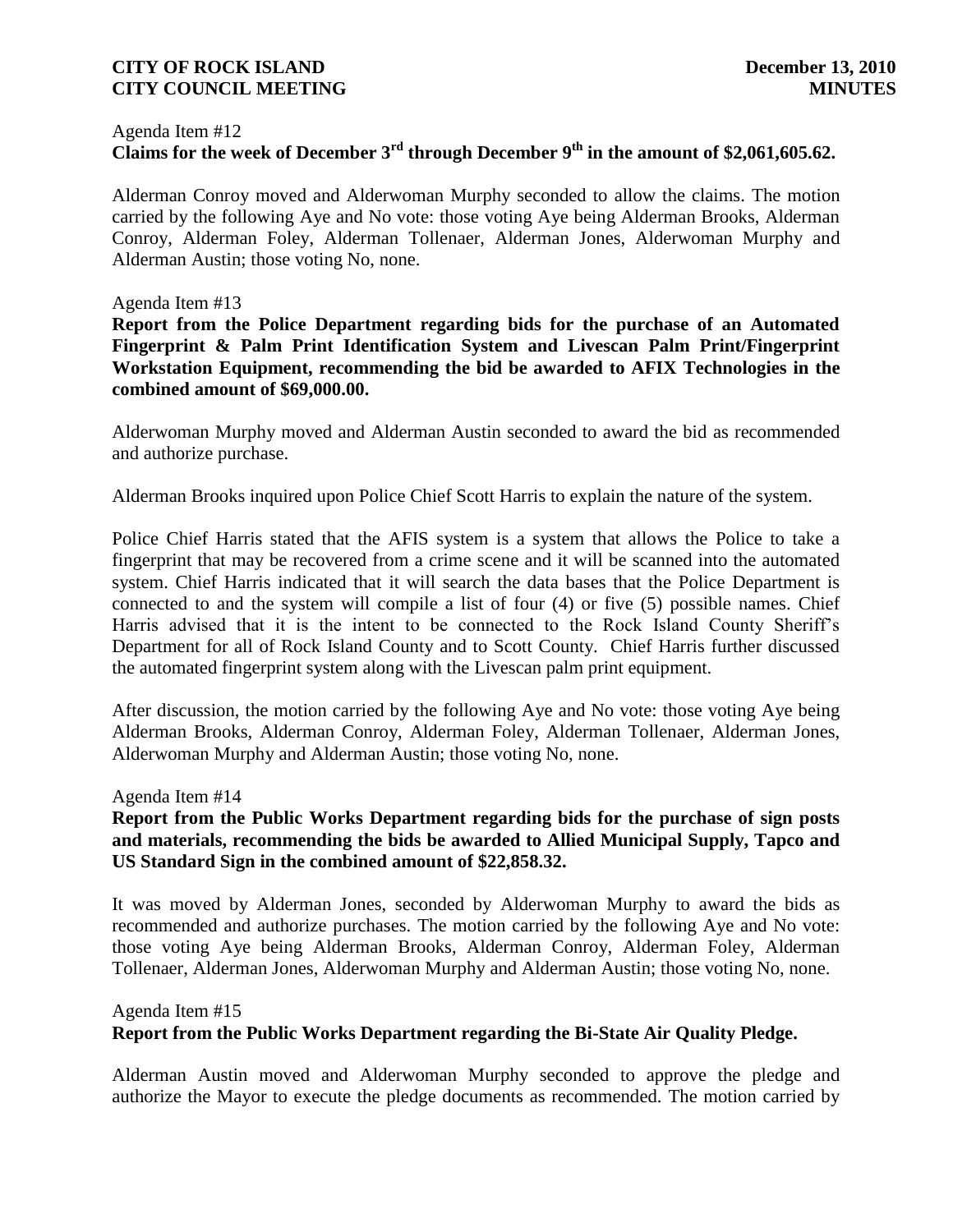Agenda Item #12

**Claims for the week of December 3rd through December 9th in the amount of $2,061,605.62.**

Alderman Conroy moved and Alderwoman Murphy seconded to allow the claims. The motion carried by the following Aye and No vote: those voting Aye being Alderman Brooks, Alderman Conroy, Alderman Foley, Alderman Tollenaer, Alderman Jones, Alderwoman Murphy and Alderman Austin; those voting No, none.

Agenda Item #13

**Report from the Police Department regarding bids for the purchase of an Automated Fingerprint & Palm Print Identification System and Livescan Palm Print/Fingerprint Workstation Equipment, recommending the bid be awarded to AFIX Technologies in the combined amount of $69,000.00.**

Alderwoman Murphy moved and Alderman Austin seconded to award the bid as recommended and authorize purchase.

Alderman Brooks inquired upon Police Chief Scott Harris to explain the nature of the system.

Police Chief Harris stated that the AFIS system is a system that allows the Police to take a fingerprint that may be recovered from a crime scene and it will be scanned into the automated system. Chief Harris indicated that it will search the data bases that the Police Department is connected to and the system will compile a list of four (4) or five (5) possible names. Chief Harris advised that it is the intent to be connected to the Rock Island County Sheriff's Department for all of Rock Island County and to Scott County. Chief Harris further discussed the automated fingerprint system along with the Livescan palm print equipment.

After discussion, the motion carried by the following Aye and No vote: those voting Aye being Alderman Brooks, Alderman Conroy, Alderman Foley, Alderman Tollenaer, Alderman Jones, Alderwoman Murphy and Alderman Austin; those voting No, none.

Agenda Item #14

**Report from the Public Works Department regarding bids for the purchase of sign posts and materials, recommending the bids be awarded to Allied Municipal Supply, Tapco and US Standard Sign in the combined amount of $22,858.32.**

It was moved by Alderman Jones, seconded by Alderwoman Murphy to award the bids as recommended and authorize purchases. The motion carried by the following Aye and No vote: those voting Aye being Alderman Brooks, Alderman Conroy, Alderman Foley, Alderman Tollenaer, Alderman Jones, Alderwoman Murphy and Alderman Austin; those voting No, none.

Agenda Item #15

**Report from the Public Works Department regarding the Bi-State Air Quality Pledge.**

Alderman Austin moved and Alderwoman Murphy seconded to approve the pledge and authorize the Mayor to execute the pledge documents as recommended. The motion carried by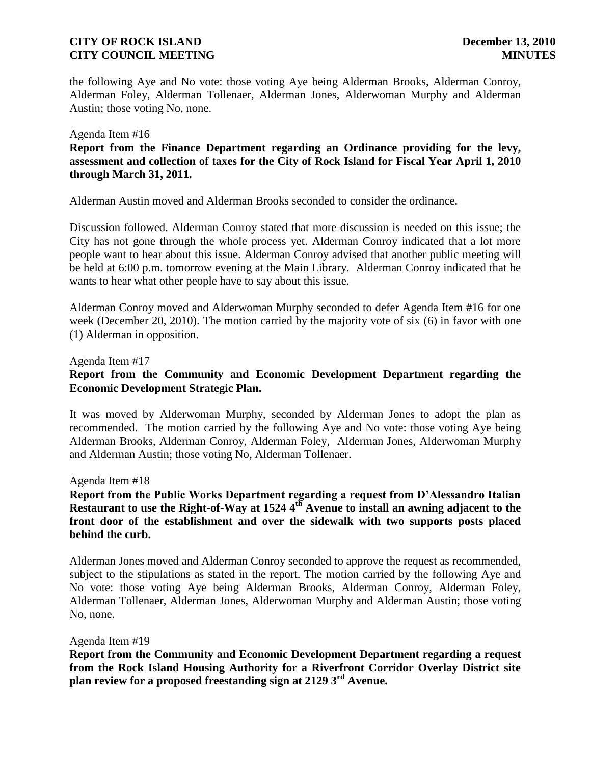the following Aye and No vote: those voting Aye being Alderman Brooks, Alderman Conroy, Alderman Foley, Alderman Tollenaer, Alderman Jones, Alderwoman Murphy and Alderman Austin; those voting No, none.

Agenda Item #16

**Report from the Finance Department regarding an Ordinance providing for the levy, assessment and collection of taxes for the City of Rock Island for Fiscal Year April 1, 2010 through March 31, 2011.**

Alderman Austin moved and Alderman Brooks seconded to consider the ordinance.

Discussion followed. Alderman Conroy stated that more discussion is needed on this issue; the City has not gone through the whole process yet. Alderman Conroy indicated that a lot more people want to hear about this issue. Alderman Conroy advised that another public meeting will be held at 6:00 p.m. tomorrow evening at the Main Library. Alderman Conroy indicated that he wants to hear what other people have to say about this issue.

Alderman Conroy moved and Alderwoman Murphy seconded to defer Agenda Item #16 for one week (December 20, 2010). The motion carried by the majority vote of six (6) in favor with one (1) Alderman in opposition.

Agenda Item #17

**Report from the Community and Economic Development Department regarding the Economic Development Strategic Plan.**

It was moved by Alderwoman Murphy, seconded by Alderman Jones to adopt the plan as recommended. The motion carried by the following Aye and No vote: those voting Aye being Alderman Brooks, Alderman Conroy, Alderman Foley, Alderman Jones, Alderwoman Murphy and Alderman Austin; those voting No, Alderman Tollenaer.

Agenda Item #18

**Report from the Public Works Department regarding a request from D'Alessandro Italian Restaurant to use the Right-of-Way at 1524 4th Avenue to install an awning adjacent to the front door of the establishment and over the sidewalk with two supports posts placed behind the curb.**

Alderman Jones moved and Alderman Conroy seconded to approve the request as recommended, subject to the stipulations as stated in the report. The motion carried by the following Aye and No vote: those voting Aye being Alderman Brooks, Alderman Conroy, Alderman Foley, Alderman Tollenaer, Alderman Jones, Alderwoman Murphy and Alderman Austin; those voting No, none.

Agenda Item #19

**Report from the Community and Economic Development Department regarding a request from the Rock Island Housing Authority for a Riverfront Corridor Overlay District site plan review for a proposed freestanding sign at 2129 3rd Avenue.**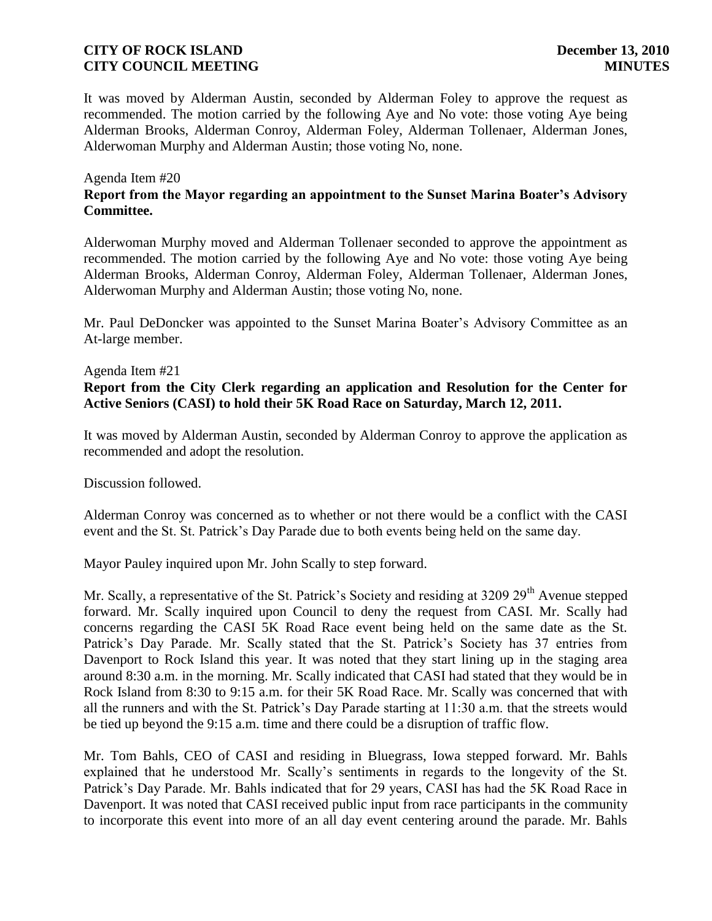It was moved by Alderman Austin, seconded by Alderman Foley to approve the request as recommended. The motion carried by the following Aye and No vote: those voting Aye being Alderman Brooks, Alderman Conroy, Alderman Foley, Alderman Tollenaer, Alderman Jones, Alderwoman Murphy and Alderman Austin; those voting No, none.

Agenda Item #20

**Report from the Mayor regarding an appointment to the Sunset Marina Boater's Advisory Committee.**

Alderwoman Murphy moved and Alderman Tollenaer seconded to approve the appointment as recommended. The motion carried by the following Aye and No vote: those voting Aye being Alderman Brooks, Alderman Conroy, Alderman Foley, Alderman Tollenaer, Alderman Jones, Alderwoman Murphy and Alderman Austin; those voting No, none.

Mr. Paul DeDoncker was appointed to the Sunset Marina Boater's Advisory Committee as an At-large member.

Agenda Item #21

**Report from the City Clerk regarding an application and Resolution for the Center for Active Seniors (CASI) to hold their 5K Road Race on Saturday, March 12, 2011.**

It was moved by Alderman Austin, seconded by Alderman Conroy to approve the application as recommended and adopt the resolution.

Discussion followed.

Alderman Conroy was concerned as to whether or not there would be a conflict with the CASI event and the St. St. Patrick's Day Parade due to both events being held on the same day.

Mayor Pauley inquired upon Mr. John Scally to step forward.

Mr. Scally, a representative of the St. Patrick's Society and residing at 3209 29th Avenue stepped forward. Mr. Scally inquired upon Council to deny the request from CASI. Mr. Scally had concerns regarding the CASI 5K Road Race event being held on the same date as the St. Patrick's Day Parade. Mr. Scally stated that the St. Patrick's Society has 37 entries from Davenport to Rock Island this year. It was noted that they start lining up in the staging area around 8:30 a.m. in the morning. Mr. Scally indicated that CASI had stated that they would be in Rock Island from 8:30 to 9:15 a.m. for their 5K Road Race. Mr. Scally was concerned that with all the runners and with the St. Patrick's Day Parade starting at 11:30 a.m. that the streets would be tied up beyond the 9:15 a.m. time and there could be a disruption of traffic flow.

Mr. Tom Bahls, CEO of CASI and residing in Bluegrass, Iowa stepped forward. Mr. Bahls explained that he understood Mr. Scally's sentiments in regards to the longevity of the St. Patrick's Day Parade. Mr. Bahls indicated that for 29 years, CASI has had the 5K Road Race in Davenport. It was noted that CASI received public input from race participants in the community to incorporate this event into more of an all day event centering around the parade. Mr. Bahls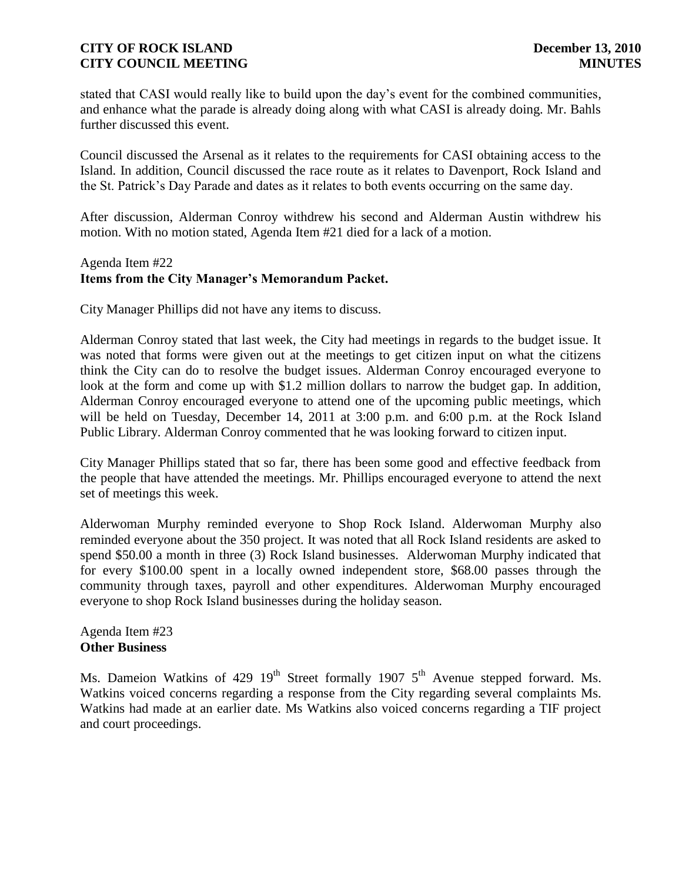stated that CASI would really like to build upon the day's event for the combined communities, and enhance what the parade is already doing along with what CASI is already doing. Mr. Bahls further discussed this event.

Council discussed the Arsenal as it relates to the requirements for CASI obtaining access to the Island. In addition, Council discussed the race route as it relates to Davenport, Rock Island and the St. Patrick's Day Parade and dates as it relates to both events occurring on the same day.

After discussion, Alderman Conroy withdrew his second and Alderman Austin withdrew his motion. With no motion stated, Agenda Item #21 died for a lack of a motion.

Agenda Item #22

**Items from the City Manager's Memorandum Packet.**

City Manager Phillips did not have any items to discuss.

Alderman Conroy stated that last week, the City had meetings in regards to the budget issue. It was noted that forms were given out at the meetings to get citizen input on what the citizens think the City can do to resolve the budget issues. Alderman Conroy encouraged everyone to look at the form and come up with $1.2 million dollars to narrow the budget gap. In addition, Alderman Conroy encouraged everyone to attend one of the upcoming public meetings, which will be held on Tuesday, December 14, 2011 at 3:00 p.m. and 6:00 p.m. at the Rock Island Public Library. Alderman Conroy commented that he was looking forward to citizen input.

City Manager Phillips stated that so far, there has been some good and effective feedback from the people that have attended the meetings. Mr. Phillips encouraged everyone to attend the next set of meetings this week.

Alderwoman Murphy reminded everyone to Shop Rock Island. Alderwoman Murphy also reminded everyone about the 350 project. It was noted that all Rock Island residents are asked to spend $50.00 a month in three (3) Rock Island businesses. Alderwoman Murphy indicated that for every $100.00 spent in a locally owned independent store, $68.00 passes through the community through taxes, payroll and other expenditures. Alderwoman Murphy encouraged everyone to shop Rock Island businesses during the holiday season.

Agenda Item #23

**Other Business**

Ms. Dameion Watkins of 429 19th Street formally 1907 5th Avenue stepped forward. Ms. Watkins voiced concerns regarding a response from the City regarding several complaints Ms. Watkins had made at an earlier date. Ms Watkins also voiced concerns regarding a TIF project and court proceedings.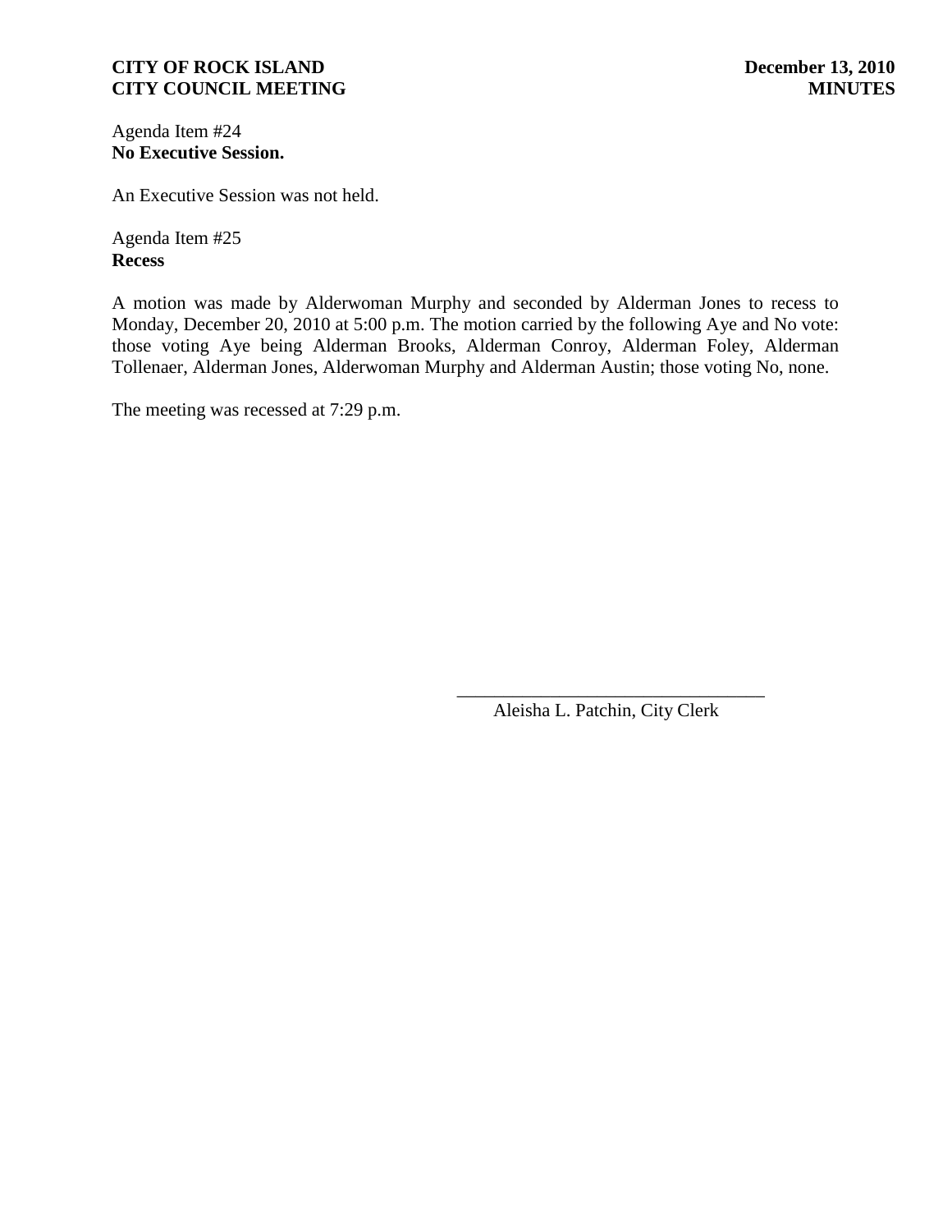Agenda Item #24
**No Executive Session.**

An Executive Session was not held.

Agenda Item #25
**Recess**

A motion was made by Alderwoman Murphy and seconded by Alderman Jones to recess to Monday, December 20, 2010 at 5:00 p.m. The motion carried by the following Aye and No vote: those voting Aye being Alderman Brooks, Alderman Conroy, Alderman Foley, Alderman Tollenaer, Alderman Jones, Alderwoman Murphy and Alderman Austin; those voting No, none.

The meeting was recessed at 7:29 p.m.

\_\_\_\_\_\_\_\_\_\_\_\_\_\_\_\_\_\_\_\_\_\_\_\_\_\_\_\_\_\_\_\_\_\_

Aleisha L. Patchin, City Clerk